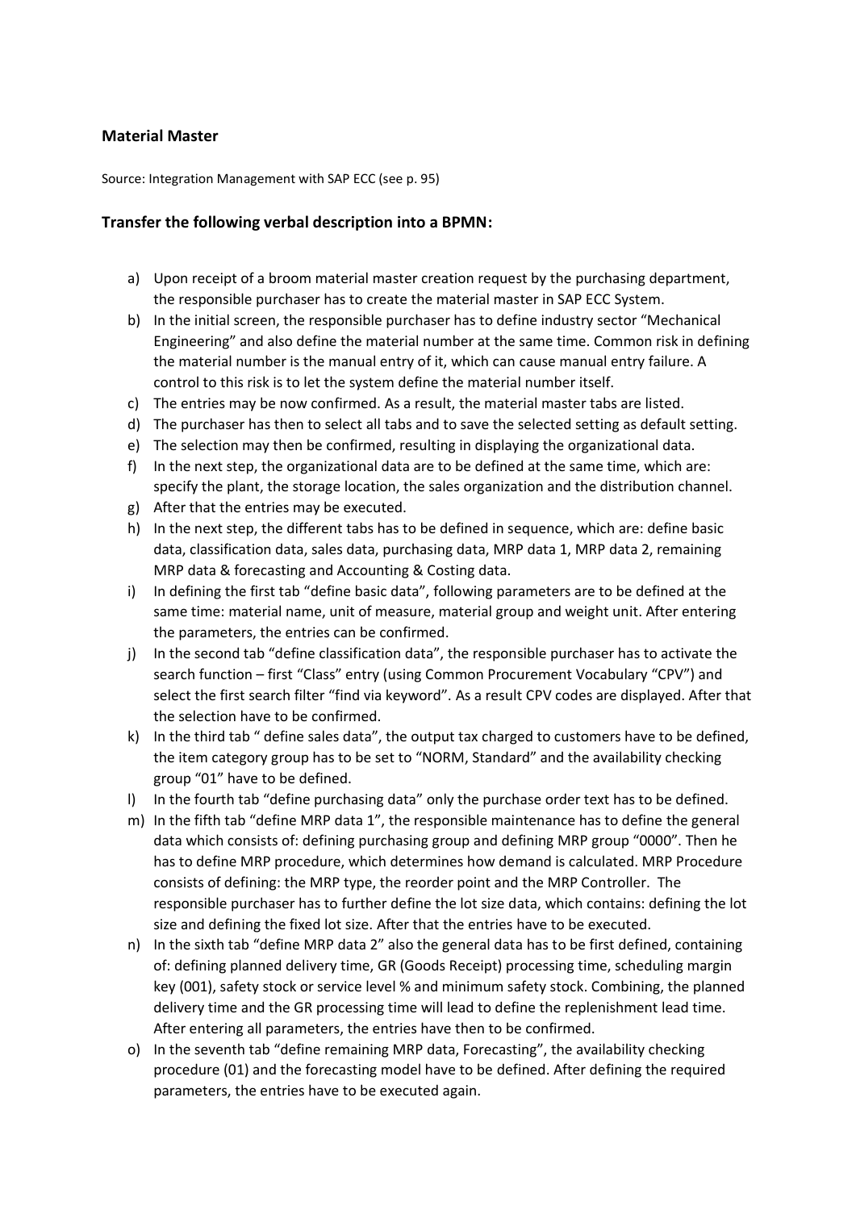# Material Master

Source: Integration Management with SAP ECC (see p. 95)

## Transfer the following verbal description into a BPMN:

a) Upon receipt of a broom material master creation request by the purchasing department, the responsible purchaser has to create the material master in SAP ECC System.

b) In the initial screen, the responsible purchaser has to define industry sector "Mechanical Engineering" and also define the material number at the same time. Common risk in defining the material number is the manual entry of it, which can cause manual entry failure. A control to this risk is to let the system define the material number itself.

c) The entries may be now confirmed. As a result, the material master tabs are listed.

d) The purchaser has then to select all tabs and to save the selected setting as default setting.

e) The selection may then be confirmed, resulting in displaying the organizational data.

f) In the next step, the organizational data are to be defined at the same time, which are: specify the plant, the storage location, the sales organization and the distribution channel.

g) After that the entries may be executed.

h) In the next step, the different tabs has to be defined in sequence, which are: define basic data, classification data, sales data, purchasing data, MRP data 1, MRP data 2, remaining MRP data & forecasting and Accounting & Costing data.

i) In defining the first tab "define basic data", following parameters are to be defined at the same time: material name, unit of measure, material group and weight unit. After entering the parameters, the entries can be confirmed.

j) In the second tab "define classification data", the responsible purchaser has to activate the search function – first "Class" entry (using Common Procurement Vocabulary "CPV") and select the first search filter "find via keyword". As a result CPV codes are displayed. After that the selection have to be confirmed.

k) In the third tab " define sales data", the output tax charged to customers have to be defined, the item category group has to be set to "NORM, Standard" and the availability checking group "01" have to be defined.

l) In the fourth tab "define purchasing data" only the purchase order text has to be defined.

m) In the fifth tab "define MRP data 1", the responsible maintenance has to define the general data which consists of: defining purchasing group and defining MRP group "0000". Then he has to define MRP procedure, which determines how demand is calculated. MRP Procedure consists of defining: the MRP type, the reorder point and the MRP Controller. The responsible purchaser has to further define the lot size data, which contains: defining the lot size and defining the fixed lot size. After that the entries have to be executed.

n) In the sixth tab "define MRP data 2" also the general data has to be first defined, containing of: defining planned delivery time, GR (Goods Receipt) processing time, scheduling margin key (001), safety stock or service level % and minimum safety stock. Combining, the planned delivery time and the GR processing time will lead to define the replenishment lead time. After entering all parameters, the entries have then to be confirmed.

o) In the seventh tab "define remaining MRP data, Forecasting", the availability checking procedure (01) and the forecasting model have to be defined. After defining the required parameters, the entries have to be executed again.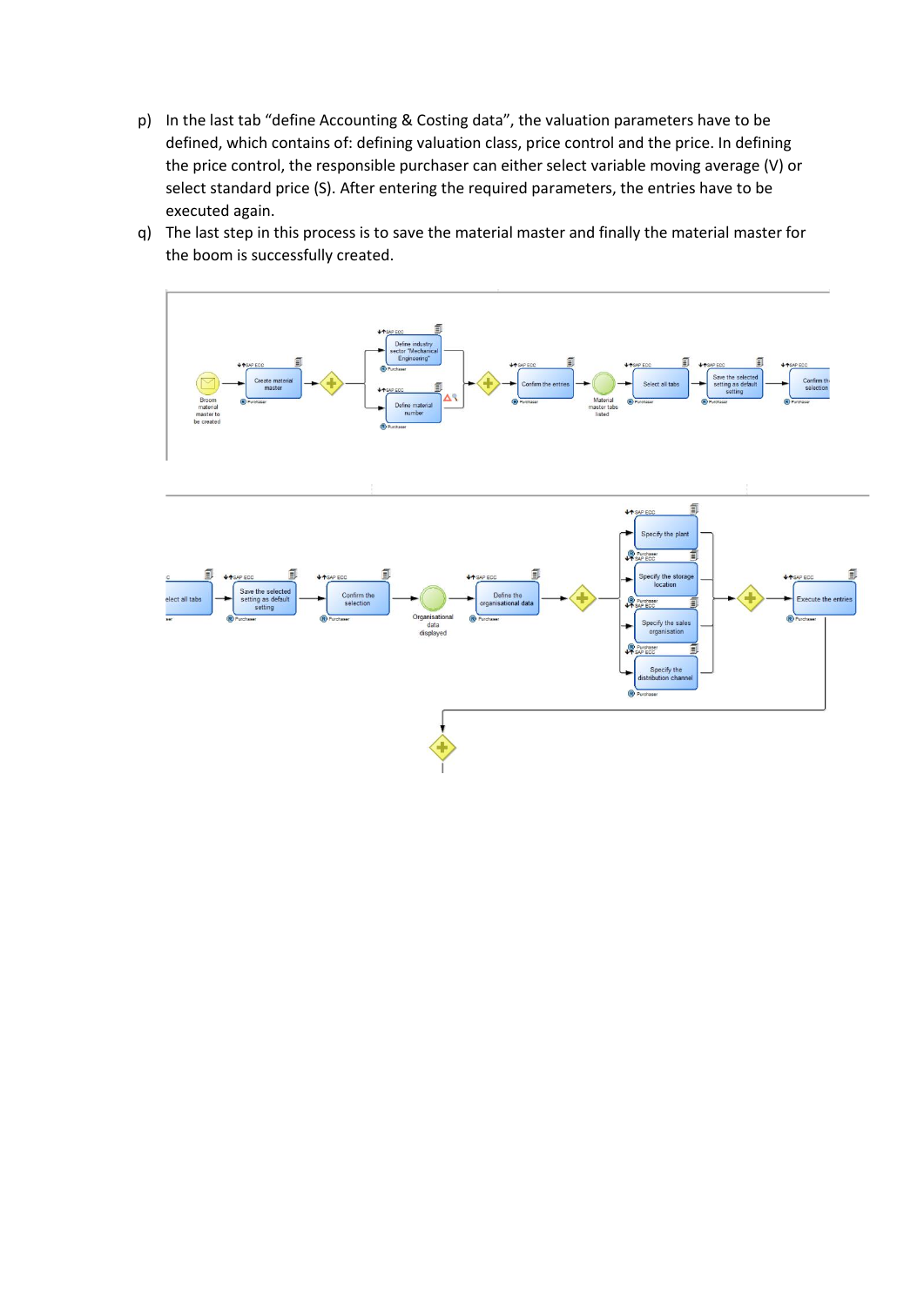p) In the last tab "define Accounting & Costing data", the valuation parameters have to be defined, which contains of: defining valuation class, price control and the price. In defining the price control, the responsible purchaser can either select variable moving average (V) or select standard price (S). After entering the required parameters, the entries have to be executed again.

q) The last step in this process is to save the material master and finally the material master for the boom is successfully created.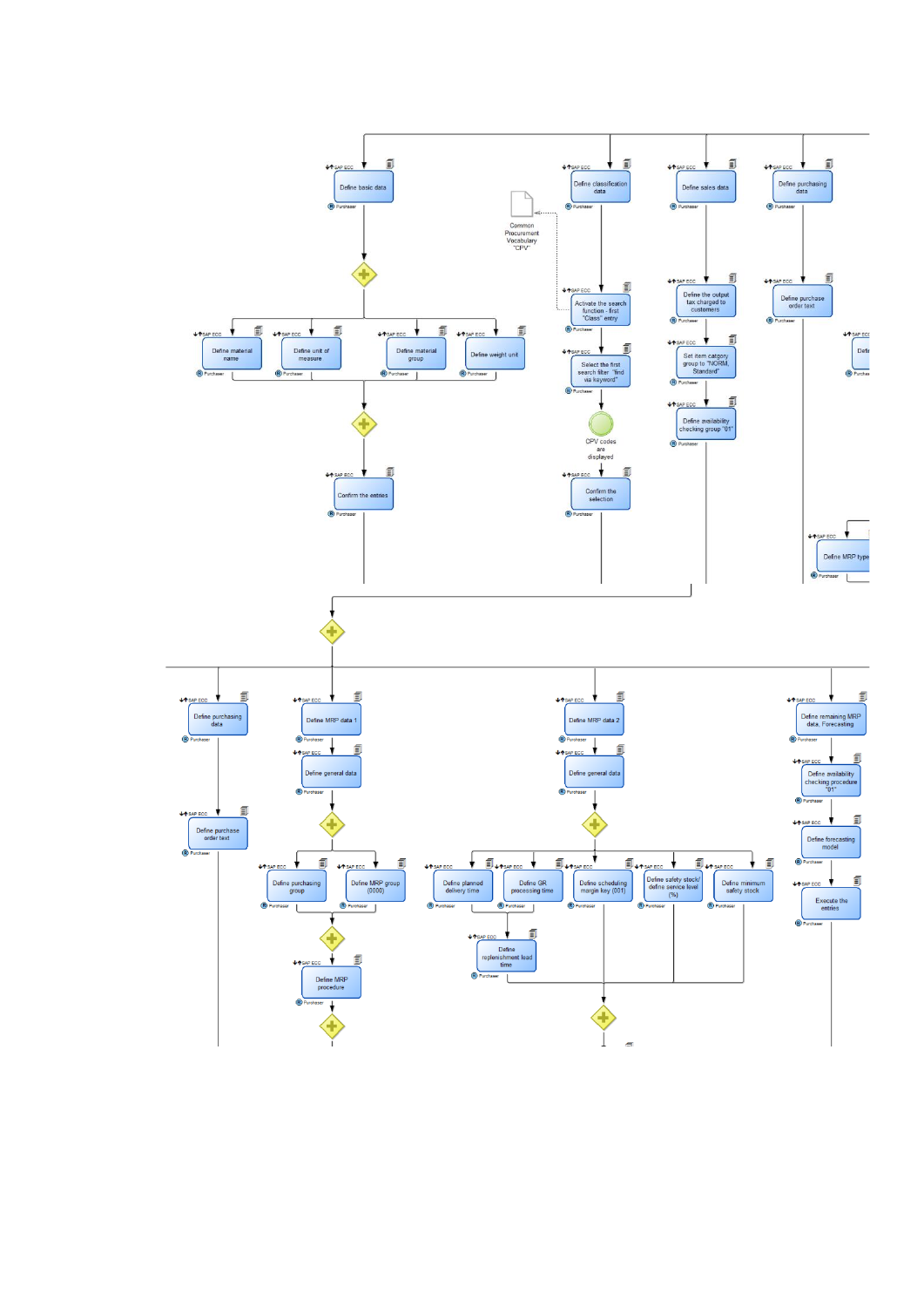SAP ECC

Define basic data

Purchaser

SAP ECC

Define material name

Purchaser

SAP ECC

Define unit of measure

Purchaser

SAP ECC

Define material group

Purchaser

SAP ECC

Define weight unit

Purchaser

SAP ECC

Confirm the entries

Purchaser

SAP ECC

Define classification data

Purchaser

Common Procurement Vocabulary "CPV"

SAP ECC

Activate the search function - first "Class" entry

Purchaser

SAP ECC

Select the first search filter "find via keyword"

Purchaser

CPV codes are displayed

SAP ECC

Confirm the selection

Purchaser

SAP ECC

Define sales data

Purchaser

SAP ECC

Define the output tax charged to customers

Purchaser

SAP ECC

Set item catgory group to "NORM, Standard"

Purchaser

SAP ECC

Define availability checking group "01"

Purchaser

SAP ECC

Define purchasing data

Purchaser

SAP ECC

Define purchase order text

Purchaser

SAP ECC

Defi...

Purcha...

SAP ECC

Define MRP type

Purchaser

SAP ECC

Define purchasing data

Purchaser

SAP ECC

Define purchase order text

Purchaser

SAP ECC

Define MRP data 1

Purchaser

SAP ECC

Define general data

Purchaser

SAP ECC

Define purchasing group

Purchaser

SAP ECC

Define MRP group (0000)

Purchaser

SAP ECC

Define MRP procedure

Purchaser

SAP ECC

Define MRP data 2

Purchaser

SAP ECC

Define general data

Purchaser

SAP ECC

Define planned delivery time

Purchaser

SAP ECC

Define GR processing time

Purchaser

SAP ECC

Define scheduling margin key (001)

Purchaser

SAP ECC

Define safety stock/ define service level (%)

Purchaser

SAP ECC

Define minimum safety stock

Purchaser

SAP ECC

Define replenishment lead time

Purchaser

SAP ECC

Define remaining MRP data, Forecasting

Purchaser

SAP ECC

Define availability checking procedure "01"

Purchaser

SAP ECC

Define forecasting model

Purchaser

SAP ECC

Execute the entries

Purchaser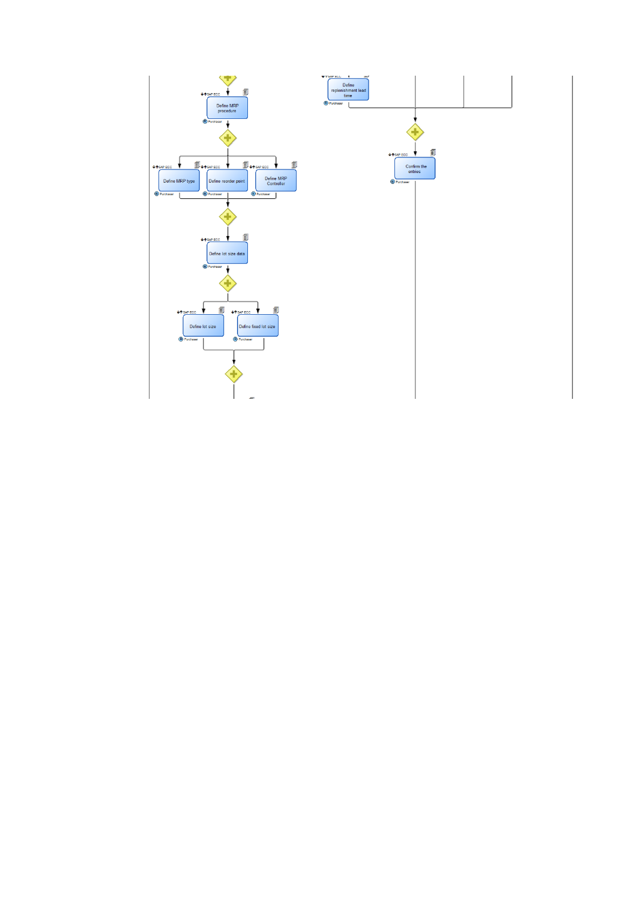SAP ECC

Define MRP procedure

Purchaser

SAP ECC

Define MRP type

Purchaser

SAP ECC

Define reorder point

Purchaser

SAP ECC

Define MRP Controller

Purchaser

SAP ECC

Define lot size data

Purchaser

SAP ECC

Define lot size

Purchaser

SAP ECC

Define fixed lot size

Purchaser

SAP ECC

Define replenishment lead time

Purchaser

SAP ECC

Confirm the entries

Purchaser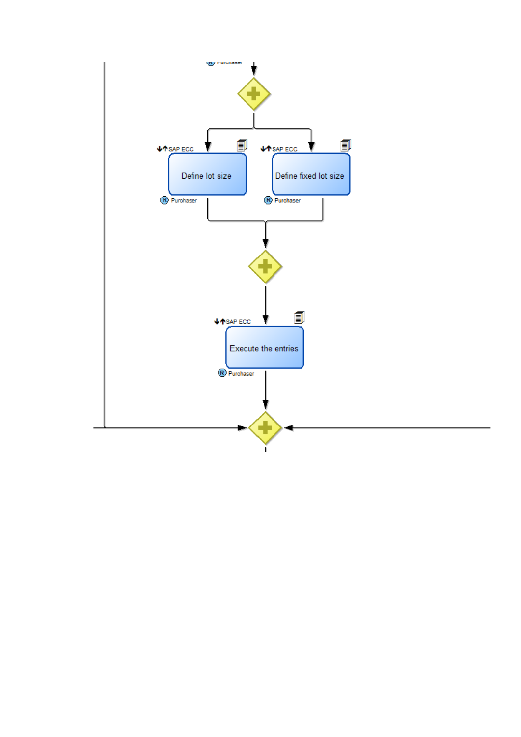Purchaser

SAP ECC

Define lot size

Purchaser

SAP ECC

Define fixed lot size

Purchaser

SAP ECC

Execute the entries

Purchaser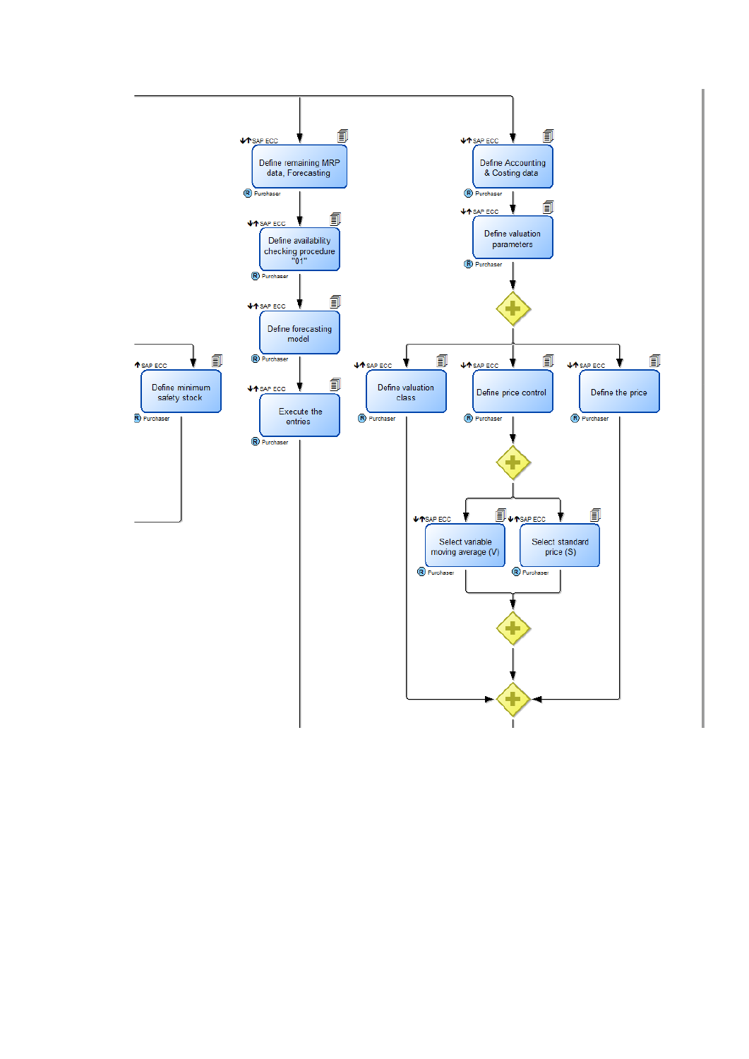SAP ECC

Define remaining MRP data, Forecasting

Purchaser

SAP ECC

Define availability checking procedure "01"

Purchaser

SAP ECC

Define forecasting model

Purchaser

SAP ECC

Execute the entries

Purchaser

SAP ECC

Define minimum safety stock

Purchaser

SAP ECC

Define Accounting & Costing data

Purchaser

SAP ECC

Define valuation parameters

Purchaser

SAP ECC

Define valuation class

Purchaser

SAP ECC

Define price control

Purchaser

SAP ECC

Define the price

Purchaser

SAP ECC

Select variable moving average (V)

Purchaser

SAP ECC

Select standard price (S)

Purchaser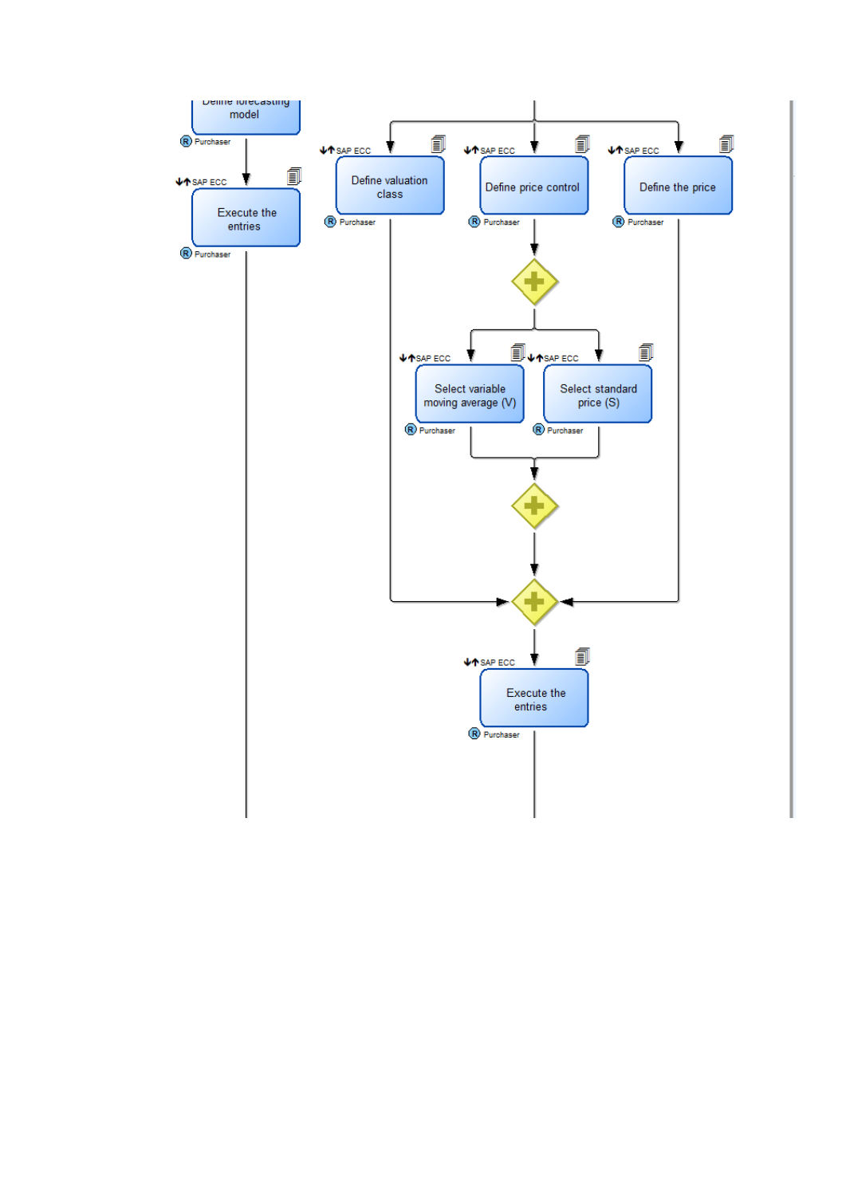Define forecasting model

Purchaser

SAP ECC

Execute the entries

Purchaser

SAP ECC

Define valuation class

Purchaser

SAP ECC

Define price control

Purchaser

SAP ECC

Define the price

Purchaser

SAP ECC

Select variable moving average (V)

Purchaser

SAP ECC

Select standard price (S)

Purchaser

SAP ECC

Execute the entries

Purchaser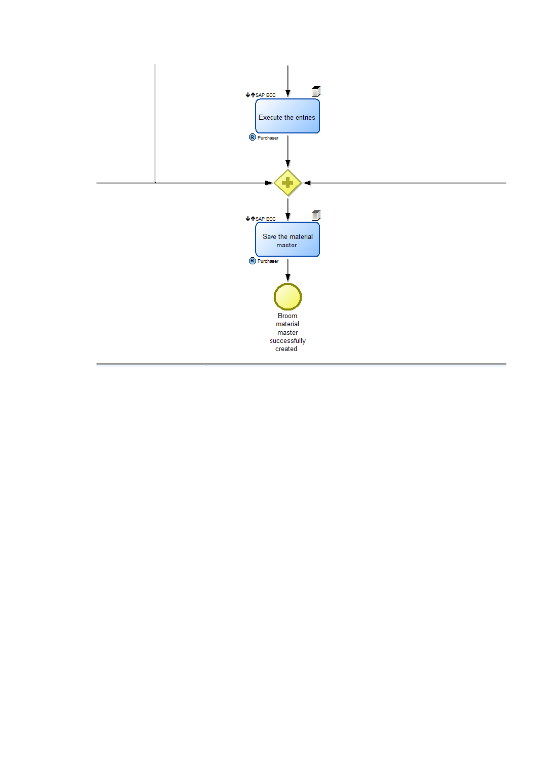SAP ECC

Execute the entries

Purchaser

SAP ECC

Save the material master

Purchaser

Broom material master successfully created